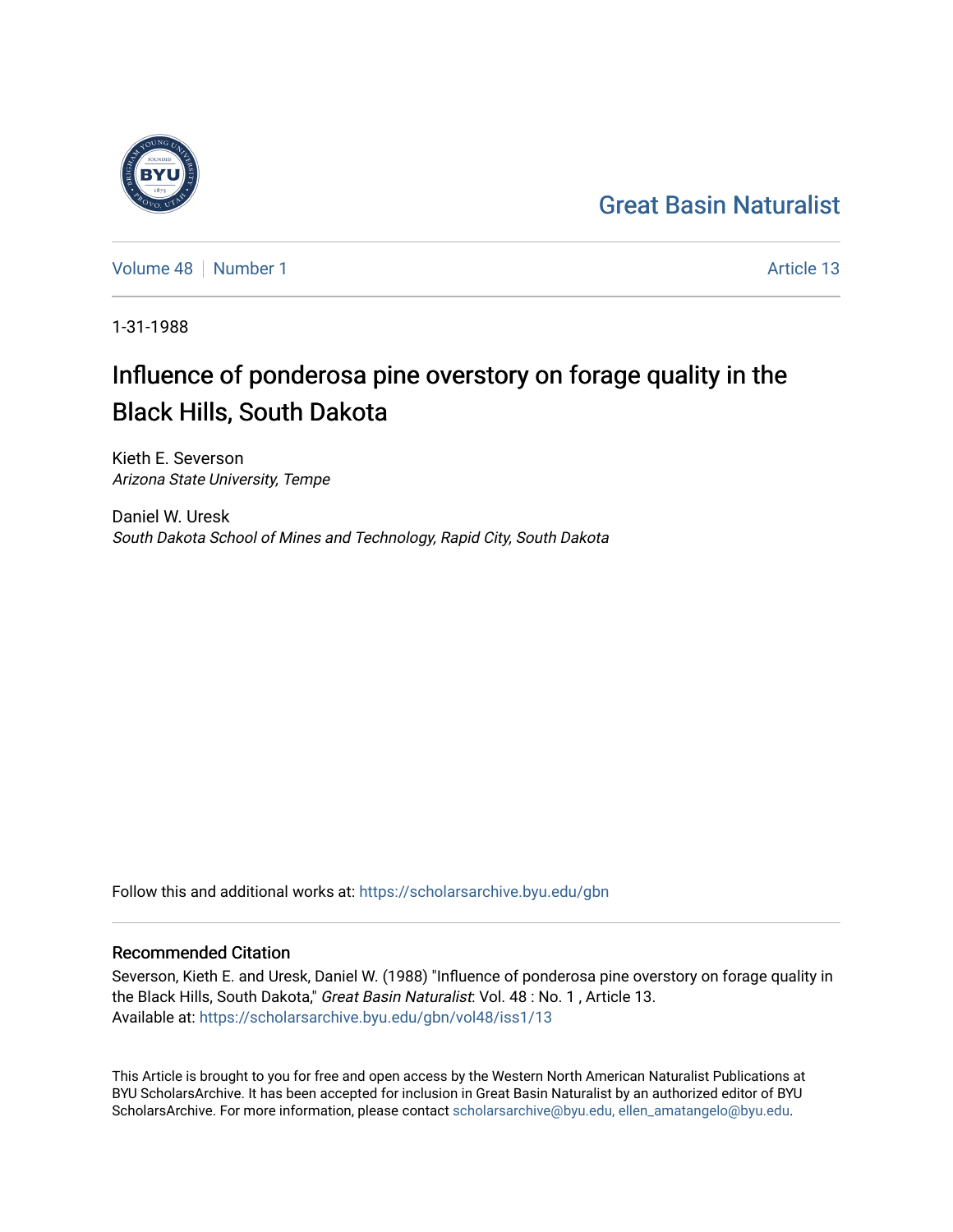Great Basin Naturalist

Volume 48 | Number 1 | Article 13

1-31-1988

# Influence of ponderosa pine overstory on forage quality in the Black Hills, South Dakota

Kieth E. Severson
*Arizona State University, Tempe*

Daniel W. Uresk
*South Dakota School of Mines and Technology, Rapid City, South Dakota*

Follow this and additional works at: https://scholarsarchive.byu.edu/gbn

## Recommended Citation

Severson, Kieth E. and Uresk, Daniel W. (1988) "Influence of ponderosa pine overstory on forage quality in the Black Hills, South Dakota," *Great Basin Naturalist*: Vol. 48 : No. 1 , Article 13.
Available at: https://scholarsarchive.byu.edu/gbn/vol48/iss1/13

This Article is brought to you for free and open access by the Western North American Naturalist Publications at BYU ScholarsArchive. It has been accepted for inclusion in Great Basin Naturalist by an authorized editor of BYU ScholarsArchive. For more information, please contact scholarsarchive@byu.edu, ellen_amatangelo@byu.edu.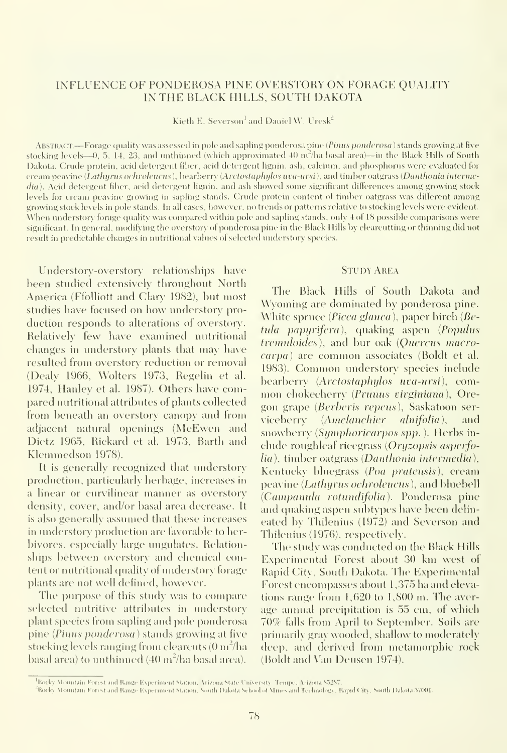# INFLUENCE OF PONDEROSA PINE OVERSTORY ON FORAGE QUALITY IN THE BLACK HILLS, SOUTH DAKOTA

Kieth E. Severson[1] and Daniel W. Uresk[2]

ABSTRACT.—Forage quality was assessed in pole and sapling ponderosa pine (*Pinus ponderosa*) stands growing at five stocking levels—0, 5, 14, 23, and unthinned (which approximated 40 $m^2$/ha basal area)—in the Black Hills of South Dakota. Crude protein, acid detergent fiber, acid detergent lignin, ash, calcium, and phosphorus were evaluated for cream peavine (*Lathyrus ochroleucus*), bearberry (*Arctostaphylos uva-ursi*), and timber oatgrass (*Danthonia intermedia*). Acid detergent fiber, acid detergent lignin, and ash showed some significant differences among growing stock levels for cream peavine growing in sapling stands. Crude protein content of timber oatgrass was different among growing stock levels in pole stands. In all cases, however, no trends or patterns relative to stocking levels were evident. When understory forage quality was compared within pole and sapling stands, only 4 of 18 possible comparisons were significant. In general, modifying the overstory of ponderosa pine in the Black Hills by clearcutting or thinning did not result in predictable changes in nutritional values of selected understory species.

Understory-overstory relationships have been studied extensively throughout North America (Ffolliott and Clary 1982), but most studies have focused on how understory production responds to alterations of overstory. Relatively few have examined nutritional changes in understory plants that may have resulted from overstory reduction or removal (Dealy 1966, Wolters 1973, Regelin et al. 1974, Hanley et al. 1987). Others have compared nutritional attributes of plants collected from beneath an overstory canopy and from adjacent natural openings (McEwen and Dietz 1965, Rickard et al. 1973, Barth and Klemmedson 1978).

It is generally recognized that understory production, particularly herbage, increases in a linear or curvilinear manner as overstory density, cover, and/or basal area decrease. It is also generally assumed that these increases in understory production are favorable to herbivores, especially large ungulates. Relationships between overstory and chemical content or nutritional quality of understory forage plants are not well defined, however.

The purpose of this study was to compare selected nutritive attributes in understory plant species from sapling and pole ponderosa pine (*Pinus ponderosa*) stands growing at five stocking levels ranging from clearcuts (0 $m^2$/ha basal area) to unthinned (40 $m^2$/ha basal area).

## STUDY AREA

The Black Hills of South Dakota and Wyoming are dominated by ponderosa pine. White spruce (*Picea glauca*), paper birch (*Betula papyrifera*), quaking aspen (*Populus tremuloides*), and bur oak (*Quercus macrocarpa*) are common associates (Boldt et al. 1983). Common understory species include bearberry (*Arctostaphylos uva-ursi*), common chokecherry (*Prunus virginiana*), Oregon grape (*Berberis repens*), Saskatoon serviceberry (*Amelanchier alnifolia*), and snowberry (*Symphoricarpos spp.*). Herbs include roughleaf ricegrass (*Oryzopsis asperfolia*), timber oatgrass (*Danthonia intermedia*), Kentucky bluegrass (*Poa pratensis*), cream peavine (*Lathyrus ochroleucus*), and bluebell (*Campanula rotundifolia*). Ponderosa pine and quaking aspen subtypes have been delineated by Thilenius (1972) and Severson and Thilenius (1976), respectively.

The study was conducted on the Black Hills Experimental Forest about 30 km west of Rapid City, South Dakota. The Experimental Forest encompasses about 1,375 ha and elevations range from 1,620 to 1,800 m. The average annual precipitation is 55 cm, of which 70% falls from April to September. Soils are primarily gray wooded, shallow to moderately deep, and derived from metamorphic rock (Boldt and Van Deusen 1974).

[1]Rocky Mountain Forest and Range Experiment Station, Arizona State University, Tempe, Arizona 85287.

[2]Rocky Mountain Forest and Range Experiment Station, South Dakota School of Mines and Technology, Rapid City, South Dakota 57001.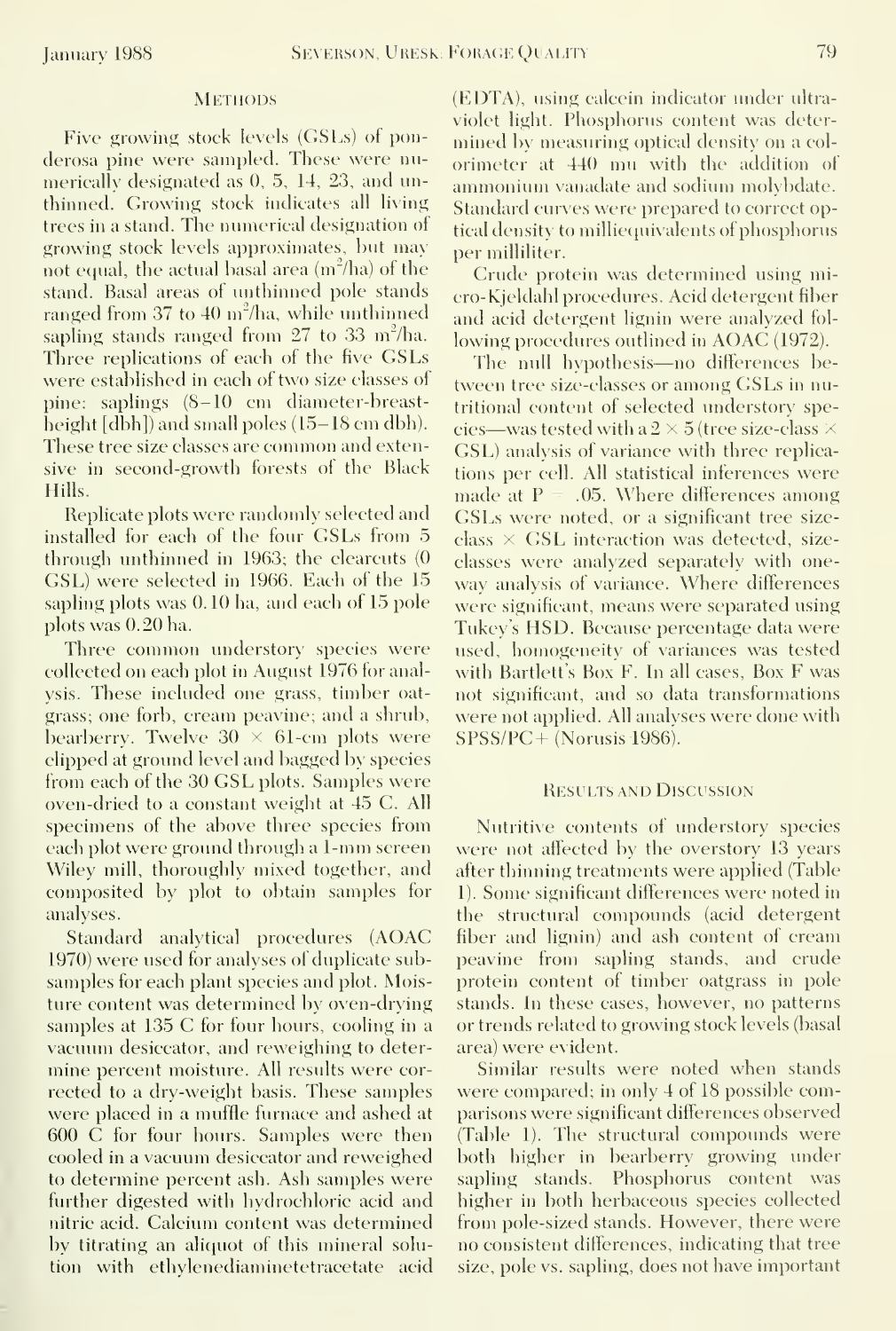## Methods

Five growing stock levels (GSLs) of ponderosa pine were sampled. These were numerically designated as 0, 5, 14, 23, and unthinned. Growing stock indicates all living trees in a stand. The numerical designation of growing stock levels approximates, but may not equal, the actual basal area ($m^2$/ha) of the stand. Basal areas of unthinned pole stands ranged from 37 to 40 $m^2$/ha, while unthinned sapling stands ranged from 27 to 33 $m^2$/ha. Three replications of each of the five GSLs were established in each of two size classes of pine: saplings (8–10 cm diameter-breast-height [dbh]) and small poles (15–18 cm dbh). These tree size classes are common and extensive in second-growth forests of the Black Hills.

Replicate plots were randomly selected and installed for each of the four GSLs from 5 through unthinned in 1963; the clearcuts (0 GSL) were selected in 1966. Each of the 15 sapling plots was 0.10 ha, and each of 15 pole plots was 0.20 ha.

Three common understory species were collected on each plot in August 1976 for analysis. These included one grass, timber oatgrass; one forb, cream peavine; and a shrub, bearberry. Twelve 30 × 61-cm plots were clipped at ground level and bagged by species from each of the 30 GSL plots. Samples were oven-dried to a constant weight at 45 C. All specimens of the above three species from each plot were ground through a 1-mm screen Wiley mill, thoroughly mixed together, and composited by plot to obtain samples for analyses.

Standard analytical procedures (AOAC 1970) were used for analyses of duplicate subsamples for each plant species and plot. Moisture content was determined by oven-drying samples at 135 C for four hours, cooling in a vacuum desiccator, and reweighing to determine percent moisture. All results were corrected to a dry-weight basis. These samples were placed in a muffle furnace and ashed at 600 C for four hours. Samples were then cooled in a vacuum desiccator and reweighed to determine percent ash. Ash samples were further digested with hydrochloric acid and nitric acid. Calcium content was determined by titrating an aliquot of this mineral solution with ethylenediaminetetracetate acid (EDTA), using calcein indicator under ultraviolet light. Phosphorus content was determined by measuring optical density on a colorimeter at 440 mu with the addition of ammonium vanadate and sodium molybdate. Standard curves were prepared to correct optical density to milliequivalents of phosphorus per milliliter.

Crude protein was determined using micro-Kjeldahl procedures. Acid detergent fiber and acid detergent lignin were analyzed following procedures outlined in AOAC (1972).

The null hypothesis—no differences between tree size-classes or among GSLs in nutritional content of selected understory species—was tested with a 2 × 5 (tree size-class × GSL) analysis of variance with three replications per cell. All statistical inferences were made at $P = .05$. Where differences among GSLs were noted, or a significant tree size-class × GSL interaction was detected, size-classes were analyzed separately with one-way analysis of variance. Where differences were significant, means were separated using Tukey's HSD. Because percentage data were used, homogeneity of variances was tested with Bartlett's Box F. In all cases, Box F was not significant, and so data transformations were not applied. All analyses were done with SPSS/PC+ (Norusis 1986).

## Results and Discussion

Nutritive contents of understory species were not affected by the overstory 13 years after thinning treatments were applied (Table 1). Some significant differences were noted in the structural compounds (acid detergent fiber and lignin) and ash content of cream peavine from sapling stands, and crude protein content of timber oatgrass in pole stands. In these cases, however, no patterns or trends related to growing stock levels (basal area) were evident.

Similar results were noted when stands were compared; in only 4 of 18 possible comparisons were significant differences observed (Table 1). The structural compounds were both higher in bearberry growing under sapling stands. Phosphorus content was higher in both herbaceous species collected from pole-sized stands. However, there were no consistent differences, indicating that tree size, pole vs. sapling, does not have important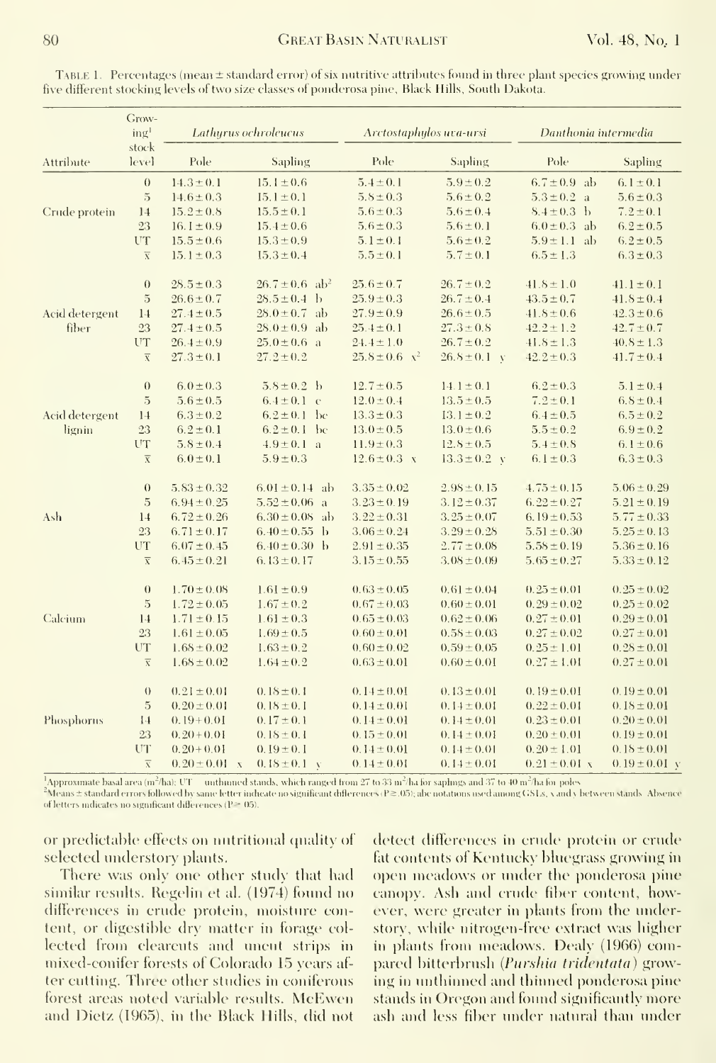TABLE 1. Percentages (mean ± standard error) of six nutritive attributes found in three plant species growing under five different stocking levels of two size classes of ponderosa pine, Black Hills, South Dakota.

| Attribute | Growing[1] stock level | *Lathyrus ochroleucus* | | *Arctostaphylos uva-ursi* | | *Danthonia intermedia* | |
|---|---|---|---|---|---|---|---|
| | | Pole | Sapling | Pole | Sapling | Pole | Sapling |
| Crude protein | 0 | 14.3 ± 0.1 | 15.1 ± 0.6 | 5.4 ± 0.1 | 5.9 ± 0.2 | 6.7 ± 0.9 ab | 6.1 ± 0.1 |
| | 5 | 14.6 ± 0.3 | 15.1 ± 0.1 | 5.8 ± 0.3 | 5.6 ± 0.2 | 5.3 ± 0.2 a | 5.6 ± 0.3 |
| | 14 | 15.2 ± 0.8 | 15.5 ± 0.1 | 5.6 ± 0.3 | 5.6 ± 0.4 | 8.4 ± 0.3 b | 7.2 ± 0.1 |
| | 23 | 16.1 ± 0.9 | 15.4 ± 0.6 | 5.6 ± 0.3 | 5.6 ± 0.1 | 6.0 ± 0.3 ab | 6.2 ± 0.5 |
| | UT | 15.5 ± 0.6 | 15.3 ± 0.9 | 5.1 ± 0.1 | 5.6 ± 0.2 | 5.9 ± 1.1 ab | 6.2 ± 0.5 |
| | $\bar{x}$ | 15.1 ± 0.3 | 15.3 ± 0.4 | 5.5 ± 0.1 | 5.7 ± 0.1 | 6.5 ± 1.3 | 6.3 ± 0.3 |
| Acid detergent fiber | 0 | 28.5 ± 0.3 | 26.7 ± 0.6 ab[2] | 25.6 ± 0.7 | 26.7 ± 0.2 | 41.8 ± 1.0 | 41.1 ± 0.1 |
| | 5 | 26.6 ± 0.7 | 28.5 ± 0.4 b | 25.9 ± 0.3 | 26.7 ± 0.4 | 43.5 ± 0.7 | 41.8 ± 0.4 |
| | 14 | 27.4 ± 0.5 | 28.0 ± 0.7 ab | 27.9 ± 0.9 | 26.6 ± 0.5 | 41.8 ± 0.6 | 42.3 ± 0.6 |
| | 23 | 27.4 ± 0.5 | 28.0 ± 0.9 ab | 25.4 ± 0.1 | 27.3 ± 0.8 | 42.2 ± 1.2 | 42.7 ± 0.7 |
| | UT | 26.4 ± 0.9 | 25.0 ± 0.6 a | 24.4 ± 1.0 | 26.7 ± 0.2 | 41.8 ± 1.3 | 40.8 ± 1.3 |
| | $\bar{x}$ | 27.3 ± 0.1 | 27.2 ± 0.2 | 25.8 ± 0.6 x[2] | 26.8 ± 0.1 y | 42.2 ± 0.3 | 41.7 ± 0.4 |
| Acid detergent lignin | 0 | 6.0 ± 0.3 | 5.8 ± 0.2 b | 12.7 ± 0.5 | 14.1 ± 0.1 | 6.2 ± 0.3 | 5.1 ± 0.4 |
| | 5 | 5.6 ± 0.5 | 6.4 ± 0.1 c | 12.0 ± 0.4 | 13.5 ± 0.5 | 7.2 ± 0.1 | 6.8 ± 0.4 |
| | 14 | 6.3 ± 0.2 | 6.2 ± 0.1 bc | 13.3 ± 0.3 | 13.1 ± 0.2 | 6.4 ± 0.5 | 6.5 ± 0.2 |
| | 23 | 6.2 ± 0.1 | 6.2 ± 0.1 bc | 13.0 ± 0.5 | 13.0 ± 0.6 | 5.5 ± 0.2 | 6.9 ± 0.2 |
| | UT | 5.8 ± 0.4 | 4.9 ± 0.1 a | 11.9 ± 0.3 | 12.8 ± 0.5 | 5.4 ± 0.8 | 6.1 ± 0.6 |
| | $\bar{x}$ | 6.0 ± 0.1 | 5.9 ± 0.3 | 12.6 ± 0.3 x | 13.3 ± 0.2 y | 6.1 ± 0.3 | 6.3 ± 0.3 |
| Ash | 0 | 5.83 ± 0.32 | 6.01 ± 0.14 ab | 3.35 ± 0.02 | 2.98 ± 0.15 | 4.75 ± 0.15 | 5.06 ± 0.29 |
| | 5 | 6.94 ± 0.25 | 5.52 ± 0.06 a | 3.23 ± 0.19 | 3.12 ± 0.37 | 6.22 ± 0.27 | 5.21 ± 0.19 |
| | 14 | 6.72 ± 0.26 | 6.30 ± 0.08 ab | 3.22 ± 0.31 | 3.25 ± 0.07 | 6.19 ± 0.53 | 5.77 ± 0.33 |
| | 23 | 6.71 ± 0.17 | 6.40 ± 0.55 b | 3.06 ± 0.24 | 3.29 ± 0.28 | 5.51 ± 0.30 | 5.25 ± 0.13 |
| | UT | 6.07 ± 0.45 | 6.40 ± 0.30 b | 2.91 ± 0.35 | 2.77 ± 0.08 | 5.58 ± 0.19 | 5.36 ± 0.16 |
| | $\bar{x}$ | 6.45 ± 0.21 | 6.13 ± 0.17 | 3.15 ± 0.55 | 3.08 ± 0.09 | 5.65 ± 0.27 | 5.33 ± 0.12 |
| Calcium | 0 | 1.70 ± 0.08 | 1.61 ± 0.9 | 0.63 ± 0.05 | 0.61 ± 0.04 | 0.25 ± 0.01 | 0.25 ± 0.02 |
| | 5 | 1.72 ± 0.05 | 1.67 ± 0.2 | 0.67 ± 0.03 | 0.60 ± 0.01 | 0.29 ± 0.02 | 0.25 ± 0.02 |
| | 14 | 1.71 ± 0.15 | 1.61 ± 0.3 | 0.65 ± 0.03 | 0.62 ± 0.06 | 0.27 ± 0.01 | 0.29 ± 0.01 |
| | 23 | 1.61 ± 0.05 | 1.69 ± 0.5 | 0.60 ± 0.01 | 0.58 ± 0.03 | 0.27 ± 0.02 | 0.27 ± 0.01 |
| | UT | 1.68 ± 0.02 | 1.63 ± 0.2 | 0.60 ± 0.02 | 0.59 ± 0.05 | 0.25 ± 1.01 | 0.28 ± 0.01 |
| | $\bar{x}$ | 1.68 ± 0.02 | 1.64 ± 0.2 | 0.63 ± 0.01 | 0.60 ± 0.01 | 0.27 ± 1.01 | 0.27 ± 0.01 |
| Phosphorus | 0 | 0.21 ± 0.01 | 0.18 ± 0.1 | 0.14 ± 0.01 | 0.13 ± 0.01 | 0.19 ± 0.01 | 0.19 ± 0.01 |
| | 5 | 0.20 ± 0.01 | 0.18 ± 0.1 | 0.14 ± 0.01 | 0.14 ± 0.01 | 0.22 ± 0.01 | 0.18 ± 0.01 |
| | 14 | 0.19 + 0.01 | 0.17 ± 0.1 | 0.14 ± 0.01 | 0.14 ± 0.01 | 0.23 ± 0.01 | 0.20 ± 0.01 |
| | 23 | 0.20 + 0.01 | 0.18 ± 0.1 | 0.15 ± 0.01 | 0.14 ± 0.01 | 0.20 ± 0.01 | 0.19 ± 0.01 |
| | UT | 0.20 + 0.01 | 0.19 ± 0.1 | 0.14 ± 0.01 | 0.14 ± 0.01 | 0.20 ± 1.01 | 0.18 ± 0.01 |
| | $\bar{x}$ | 0.20 ± 0.01 x | 0.18 ± 0.1 y | 0.14 ± 0.01 | 0.14 ± 0.01 | 0.21 ± 0.01 x | 0.19 ± 0.01 y |

[1]Approximate basal area ($m^2$/ha); UT = unthinned stands, which ranged from 27 to 33 $m^2$/ha for saplings and 37 to 40 $m^2$/ha for poles.

[2]Means ± standard errors followed by same letter indicate no significant differences ($P \geq .05$); abc notations used among GSLs, x and y between stands. Absence of letters indicates no significant differences ($P \geq .05$).

or predictable effects on nutritional quality of selected understory plants.

There was only one other study that had similar results. Regelin et al. (1974) found no differences in crude protein, moisture content, or digestible dry matter in forage collected from clearcuts and uncut strips in mixed-conifer forests of Colorado 15 years after cutting. Three other studies in coniferous forest areas noted variable results. McEwen and Dietz (1965), in the Black Hills, did not detect differences in crude protein or crude fat contents of Kentucky bluegrass growing in open meadows or under the ponderosa pine canopy. Ash and crude fiber content, however, were greater in plants from the understory, while nitrogen-free extract was higher in plants from meadows. Dealy (1966) compared bitterbrush (*Purshia tridentata*) growing in unthinned and thinned ponderosa pine stands in Oregon and found significantly more ash and less fiber under natural than under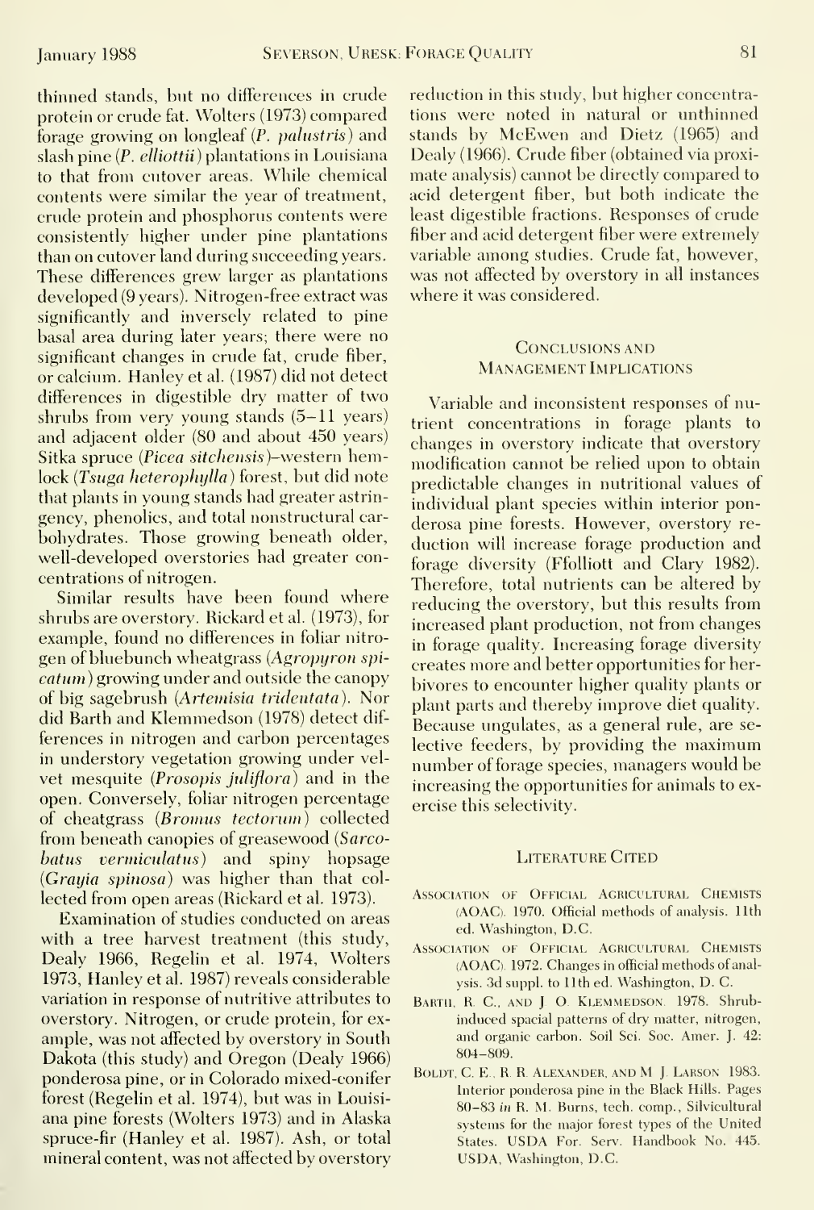thinned stands, but no differences in crude protein or crude fat. Wolters (1973) compared forage growing on longleaf (*P. palustris*) and slash pine (*P. elliottii*) plantations in Louisiana to that from cutover areas. While chemical contents were similar the year of treatment, crude protein and phosphorus contents were consistently higher under pine plantations than on cutover land during succeeding years. These differences grew larger as plantations developed (9 years). Nitrogen-free extract was significantly and inversely related to pine basal area during later years; there were no significant changes in crude fat, crude fiber, or calcium. Hanley et al. (1987) did not detect differences in digestible dry matter of two shrubs from very young stands (5–11 years) and adjacent older (80 and about 450 years) Sitka spruce (*Picea sitchensis*)–western hemlock (*Tsuga heterophylla*) forest, but did note that plants in young stands had greater astringency, phenolics, and total nonstructural carbohydrates. Those growing beneath older, well-developed overstories had greater concentrations of nitrogen.

Similar results have been found where shrubs are overstory. Rickard et al. (1973), for example, found no differences in foliar nitrogen of bluebunch wheatgrass (*Agropyron spicatum*) growing under and outside the canopy of big sagebrush (*Artemisia tridentata*). Nor did Barth and Klemmedson (1978) detect differences in nitrogen and carbon percentages in understory vegetation growing under velvet mesquite (*Prosopis juliflora*) and in the open. Conversely, foliar nitrogen percentage of cheatgrass (*Bromus tectorum*) collected from beneath canopies of greasewood (*Sarcobatus vermiculatus*) and spiny hopsage (*Grayia spinosa*) was higher than that collected from open areas (Rickard et al. 1973).

Examination of studies conducted on areas with a tree harvest treatment (this study, Dealy 1966, Regelin et al. 1974, Wolters 1973, Hanley et al. 1987) reveals considerable variation in response of nutritive attributes to overstory. Nitrogen, or crude protein, for example, was not affected by overstory in South Dakota (this study) and Oregon (Dealy 1966) ponderosa pine, or in Colorado mixed-conifer forest (Regelin et al. 1974), but was in Louisiana pine forests (Wolters 1973) and in Alaska spruce-fir (Hanley et al. 1987). Ash, or total mineral content, was not affected by overstory reduction in this study, but higher concentrations were noted in natural or unthinned stands by McEwen and Dietz (1965) and Dealy (1966). Crude fiber (obtained via proximate analysis) cannot be directly compared to acid detergent fiber, but both indicate the least digestible fractions. Responses of crude fiber and acid detergent fiber were extremely variable among studies. Crude fat, however, was not affected by overstory in all instances where it was considered.

## Conclusions and Management Implications

Variable and inconsistent responses of nutrient concentrations in forage plants to changes in overstory indicate that overstory modification cannot be relied upon to obtain predictable changes in nutritional values of individual plant species within interior ponderosa pine forests. However, overstory reduction will increase forage production and forage diversity (Ffolliott and Clary 1982). Therefore, total nutrients can be altered by reducing the overstory, but this results from increased plant production, not from changes in forage quality. Increasing forage diversity creates more and better opportunities for herbivores to encounter higher quality plants or plant parts and thereby improve diet quality. Because ungulates, as a general rule, are selective feeders, by providing the maximum number of forage species, managers would be increasing the opportunities for animals to exercise this selectivity.

## Literature Cited

Association of Official Agricultural Chemists (AOAC). 1970. Official methods of analysis. 11th ed. Washington, D.C.

Association of Official Agricultural Chemists (AOAC). 1972. Changes in official methods of analysis. 3d suppl. to 11th ed. Washington, D. C.

Barth, R. C., and J. O. Klemmedson. 1978. Shrub-induced spacial patterns of dry matter, nitrogen, and organic carbon. Soil Sci. Soc. Amer. J. 42: 804–809.

Boldt, C. E., R. R. Alexander, and M. J. Larson. 1983. Interior ponderosa pine in the Black Hills. Pages 80–83 *in* R. M. Burns, tech. comp., Silvicultural systems for the major forest types of the United States. USDA For. Serv. Handbook No. 445. USDA, Washington, D.C.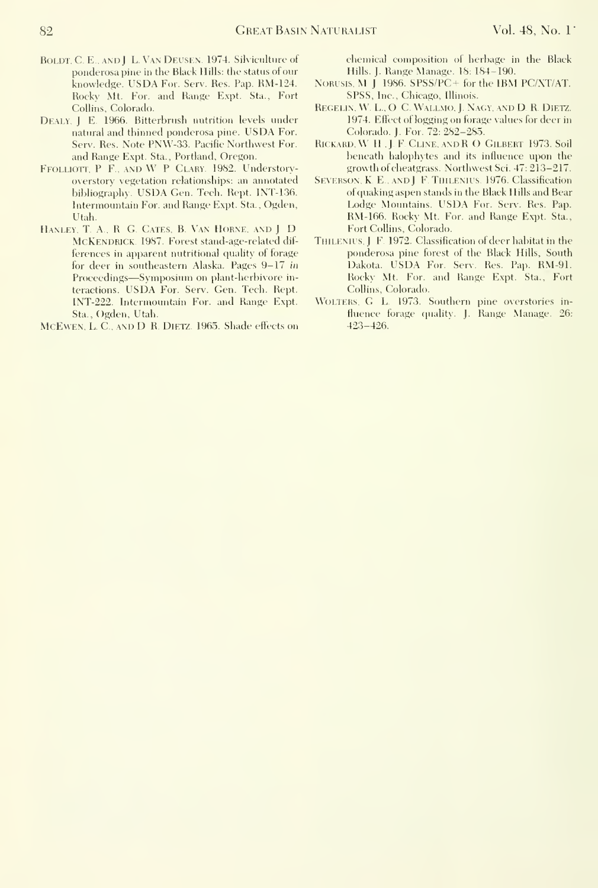Boldt, C. E., and J. L. Van Deusen. 1974. Silviculture of ponderosa pine in the Black Hills: the status of our knowledge. USDA For. Serv. Res. Pap. RM-124. Rocky Mt. For. and Range Expt. Sta., Fort Collins, Colorado.

Dealy, J. E. 1966. Bitterbrush nutrition levels under natural and thinned ponderosa pine. USDA For. Serv. Res. Note PNW-33. Pacific Northwest For. and Range Expt. Sta., Portland, Oregon.

Ffolliott, P. F., and W. P. Clary. 1982. Understory-overstory vegetation relationships: an annotated bibliography. USDA Gen. Tech. Rept. INT-136. Intermountain For. and Range Expt. Sta., Ogden, Utah.

Hanley, T. A., R. G. Cates, B. Van Horne, and J. D. McKendrick. 1987. Forest stand-age-related differences in apparent nutritional quality of forage for deer in southeastern Alaska. Pages 9–17 *in* Proceedings—Symposium on plant-herbivore interactions. USDA For. Serv. Gen. Tech. Rept. INT-222. Intermountain For. and Range Expt. Sta., Ogden, Utah.

McEwen, L. C., and D. R. Dietz. 1965. Shade effects on chemical composition of herbage in the Black Hills. J. Range Manage. 18: 184–190.

Norusis, M. J. 1986. SPSS/PC+ for the IBM PC/XT/AT. SPSS, Inc., Chicago, Illinois.

Regelin, W. L., O. C. Wallmo, J. Nagy, and D. R. Dietz. 1974. Effect of logging on forage values for deer in Colorado. J. For. 72: 282–285.

Rickard, W. H., J. F. Cline, and R. O. Gilbert. 1973. Soil beneath halophytes and its influence upon the growth of cheatgrass. Northwest Sci. 47: 213–217.

Severson, K. E., and J. F. Thilenius. 1976. Classification of quaking aspen stands in the Black Hills and Bear Lodge Mountains. USDA For. Serv. Res. Pap. RM-166. Rocky Mt. For. and Range Expt. Sta., Fort Collins, Colorado.

Thilenius, J. F. 1972. Classification of deer habitat in the ponderosa pine forest of the Black Hills, South Dakota. USDA For. Serv. Res. Pap. RM-91. Rocky Mt. For. and Range Expt. Sta., Fort Collins, Colorado.

Wolters, G. L. 1973. Southern pine overstories influence forage quality. J. Range Manage. 26: 423–426.